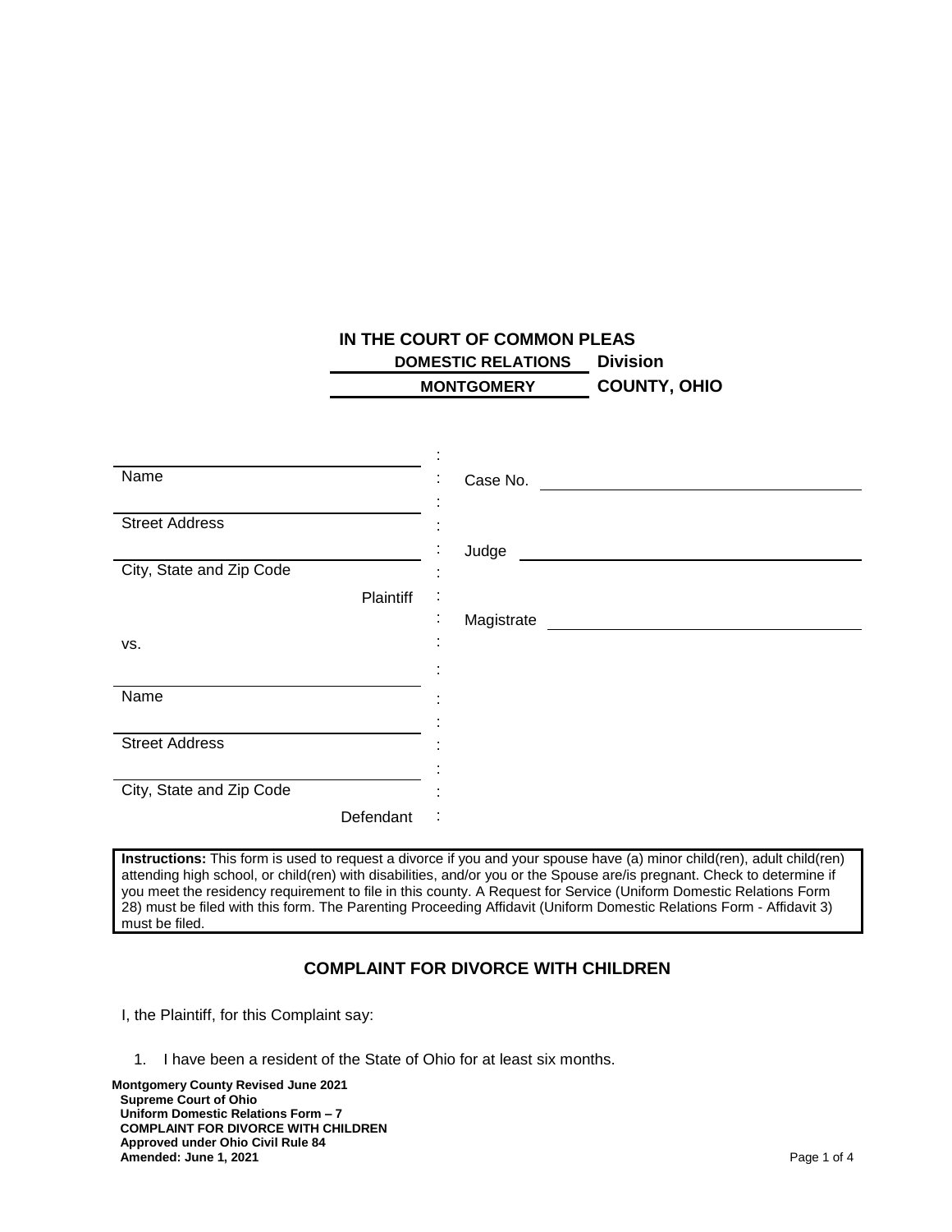**IN THE COURT OF COMMON PLEAS**

**DOMESTIC RELATIONS Division**

**MONTGOMERY COUNTY, OHIO**

| | | |
|---|---|---|
| ____________________ | : | |
| Name | : | Case No. ____________________ |
| ____________________ | : | |
| Street Address | : | |
| ____________________ | : | Judge ____________________ |
| City, State and Zip Code | : | |
| Plaintiff | : | |
| | : | Magistrate ____________________ |
| vs. | : | |
| ____________________ | : | |
| Name | : | |
| ____________________ | : | |
| Street Address | : | |
| ____________________ | : | |
| City, State and Zip Code | : | |
| Defendant | : | |

**Instructions:** This form is used to request a divorce if you and your spouse have (a) minor child(ren), adult child(ren) attending high school, or child(ren) with disabilities, and/or you or the Spouse are/is pregnant. Check to determine if you meet the residency requirement to file in this county. A Request for Service (Uniform Domestic Relations Form 28) must be filed with this form. The Parenting Proceeding Affidavit (Uniform Domestic Relations Form - Affidavit 3) must be filed.

## COMPLAINT FOR DIVORCE WITH CHILDREN

I, the Plaintiff, for this Complaint say:

1. I have been a resident of the State of Ohio for at least six months.

**Montgomery County Revised June 2021**
**Supreme Court of Ohio**
**Uniform Domestic Relations Form – 7**
**COMPLAINT FOR DIVORCE WITH CHILDREN**
**Approved under Ohio Civil Rule 84**
**Amended: June 1, 2021**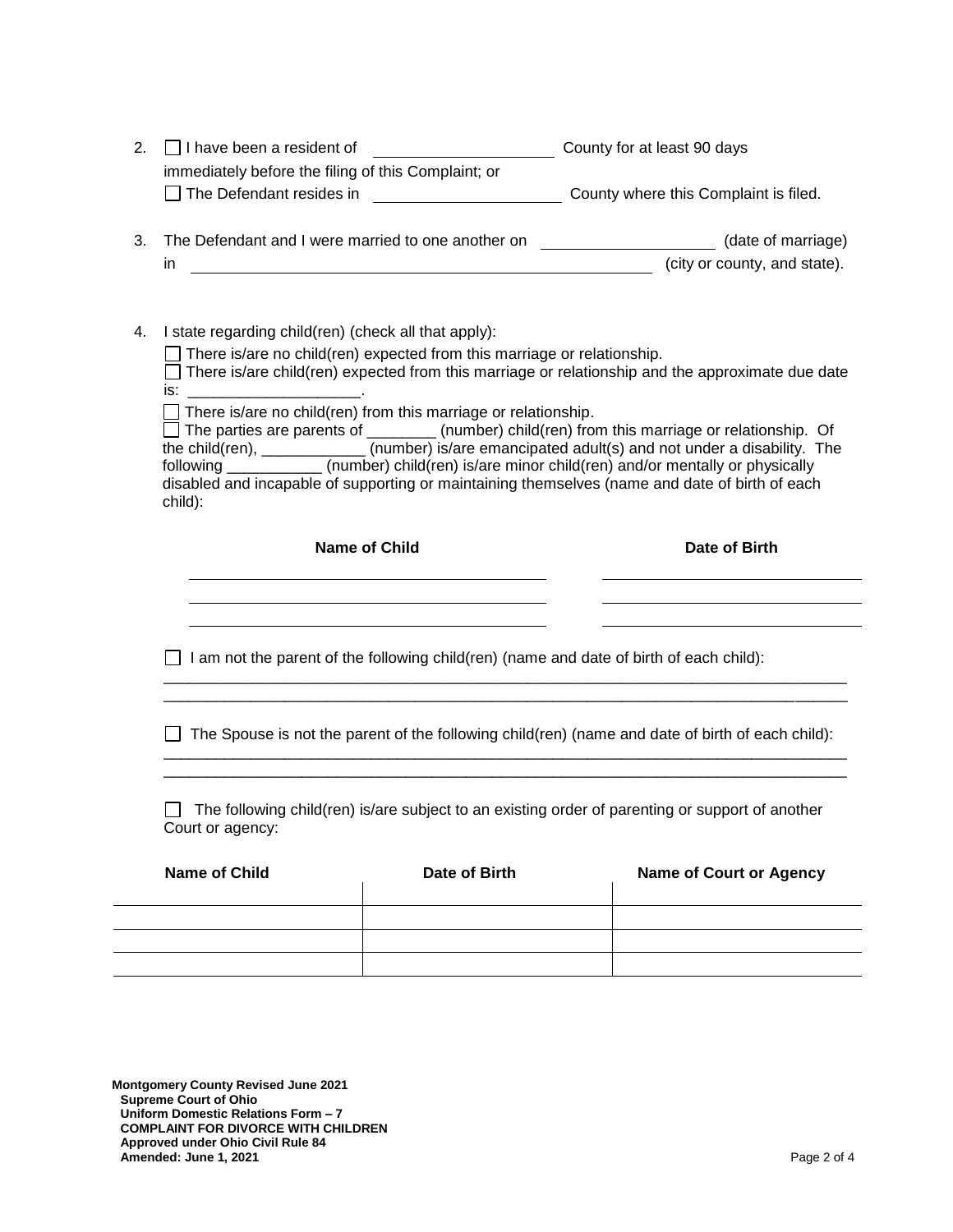2. ☐ I have been a resident of ____________________ County for at least 90 days immediately before the filing of this Complaint; or
   ☐ The Defendant resides in ____________________ County where this Complaint is filed.

3. The Defendant and I were married to one another on ____________________ (date of marriage) in ____________________________________________ (city or county, and state).

4. I state regarding child(ren) (check all that apply):

   ☐ There is/are no child(ren) expected from this marriage or relationship.
   ☐ There is/are child(ren) expected from this marriage or relationship and the approximate due date is: ___________________.
   ☐ There is/are no child(ren) from this marriage or relationship.
   ☐ The parties are parents of ________ (number) child(ren) from this marriage or relationship. Of the child(ren), ____________ (number) is/are emancipated adult(s) and not under a disability. The following ___________ (number) child(ren) is/are minor child(ren) and/or mentally or physically disabled and incapable of supporting or maintaining themselves (name and date of birth of each child):

| Name of Child | Date of Birth |
|---|---|
| | |
| | |
| | |

   ☐ I am not the parent of the following child(ren) (name and date of birth of each child):
   ________________________________________________________________________________
   ________________________________________________________________________________

   ☐ The Spouse is not the parent of the following child(ren) (name and date of birth of each child):
   ________________________________________________________________________________
   ________________________________________________________________________________

   ☐ The following child(ren) is/are subject to an existing order of parenting or support of another Court or agency:

| Name of Child | Date of Birth | Name of Court or Agency |
|---|---|---|
| | | |
| | | |
| | | |

**Montgomery County Revised June 2021**
**Supreme Court of Ohio**
**Uniform Domestic Relations Form – 7**
**COMPLAINT FOR DIVORCE WITH CHILDREN**
**Approved under Ohio Civil Rule 84**
**Amended: June 1, 2021**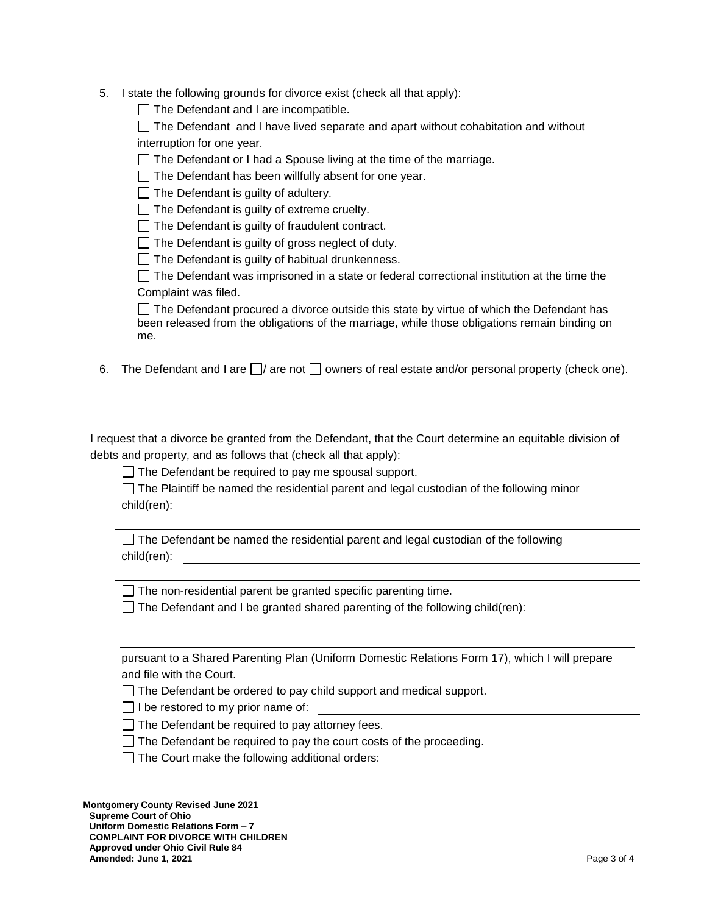5. I state the following grounds for divorce exist (check all that apply):

   ☐ The Defendant and I are incompatible.

   ☐ The Defendant and I have lived separate and apart without cohabitation and without interruption for one year.

   ☐ The Defendant or I had a Spouse living at the time of the marriage.

   ☐ The Defendant has been willfully absent for one year.

   ☐ The Defendant is guilty of adultery.

   ☐ The Defendant is guilty of extreme cruelty.

   ☐ The Defendant is guilty of fraudulent contract.

   ☐ The Defendant is guilty of gross neglect of duty.

   ☐ The Defendant is guilty of habitual drunkenness.

   ☐ The Defendant was imprisoned in a state or federal correctional institution at the time the Complaint was filed.

   ☐ The Defendant procured a divorce outside this state by virtue of which the Defendant has been released from the obligations of the marriage, while those obligations remain binding on me.

6. The Defendant and I are ☐/ are not ☐ owners of real estate and/or personal property (check one).

I request that a divorce be granted from the Defendant, that the Court determine an equitable division of debts and property, and as follows that (check all that apply):

☐ The Defendant be required to pay me spousal support.

☐ The Plaintiff be named the residential parent and legal custodian of the following minor child(ren): ______________________________________________

______________________________________________

☐ The Defendant be named the residential parent and legal custodian of the following child(ren): ______________________________________________

______________________________________________

☐ The non-residential parent be granted specific parenting time.

☐ The Defendant and I be granted shared parenting of the following child(ren):

______________________________________________

______________________________________________

pursuant to a Shared Parenting Plan (Uniform Domestic Relations Form 17), which I will prepare and file with the Court.

☐ The Defendant be ordered to pay child support and medical support.

☐ I be restored to my prior name of: ______________________________

☐ The Defendant be required to pay attorney fees.

☐ The Defendant be required to pay the court costs of the proceeding.

☐ The Court make the following additional orders: ______________________________

______________________________________________

______________________________________________

**Montgomery County Revised June 2021**
**Supreme Court of Ohio**
**Uniform Domestic Relations Form – 7**
**COMPLAINT FOR DIVORCE WITH CHILDREN**
**Approved under Ohio Civil Rule 84**
**Amended: June 1, 2021**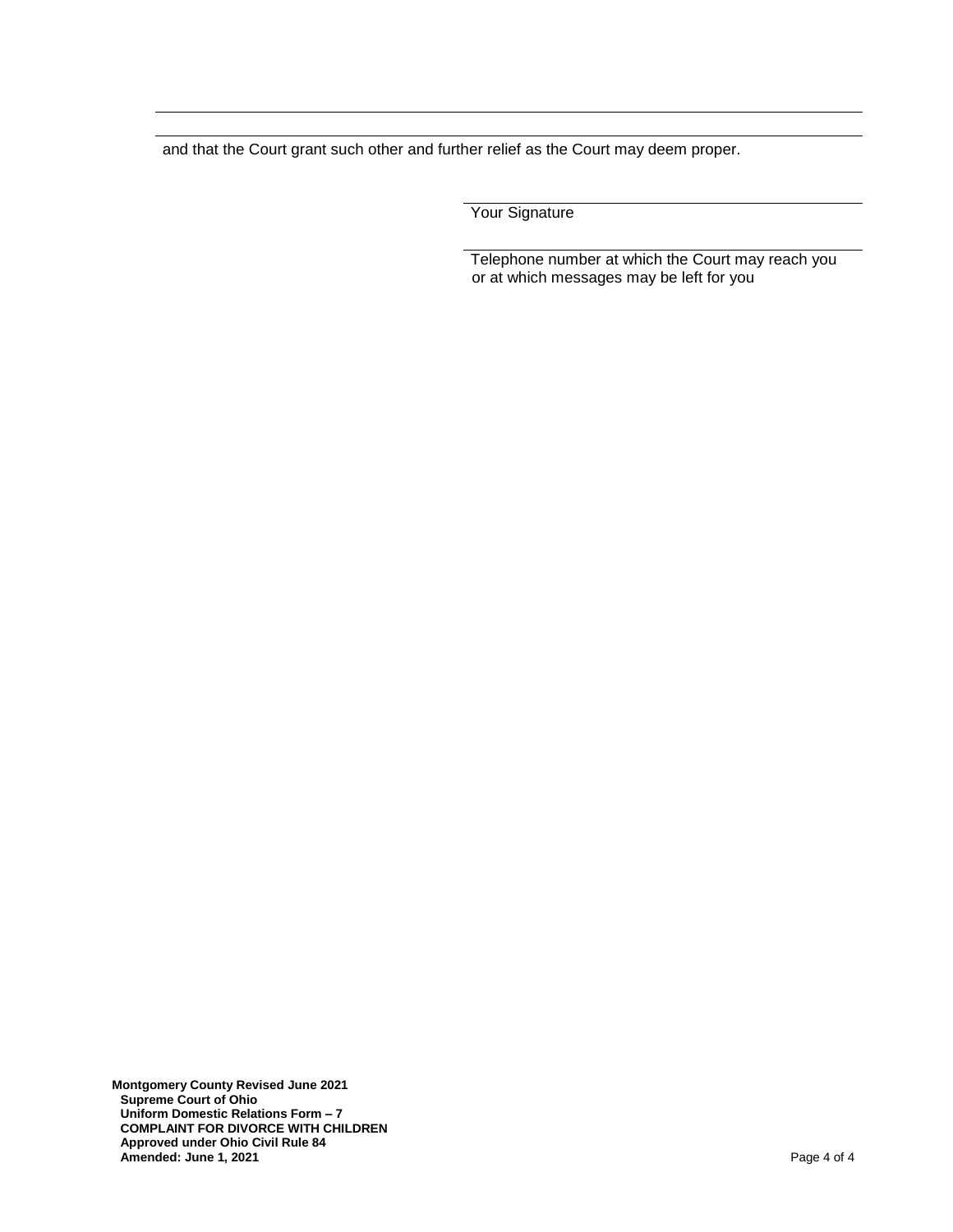______________________________________________________________________

______________________________________________________________________

and that the Court grant such other and further relief as the Court may deem proper.

______________________________
Your Signature

______________________________
Telephone number at which the Court may reach you or at which messages may be left for you

**Montgomery County Revised June 2021**
**Supreme Court of Ohio**
**Uniform Domestic Relations Form – 7**
**COMPLAINT FOR DIVORCE WITH CHILDREN**
**Approved under Ohio Civil Rule 84**
**Amended: June 1, 2021**